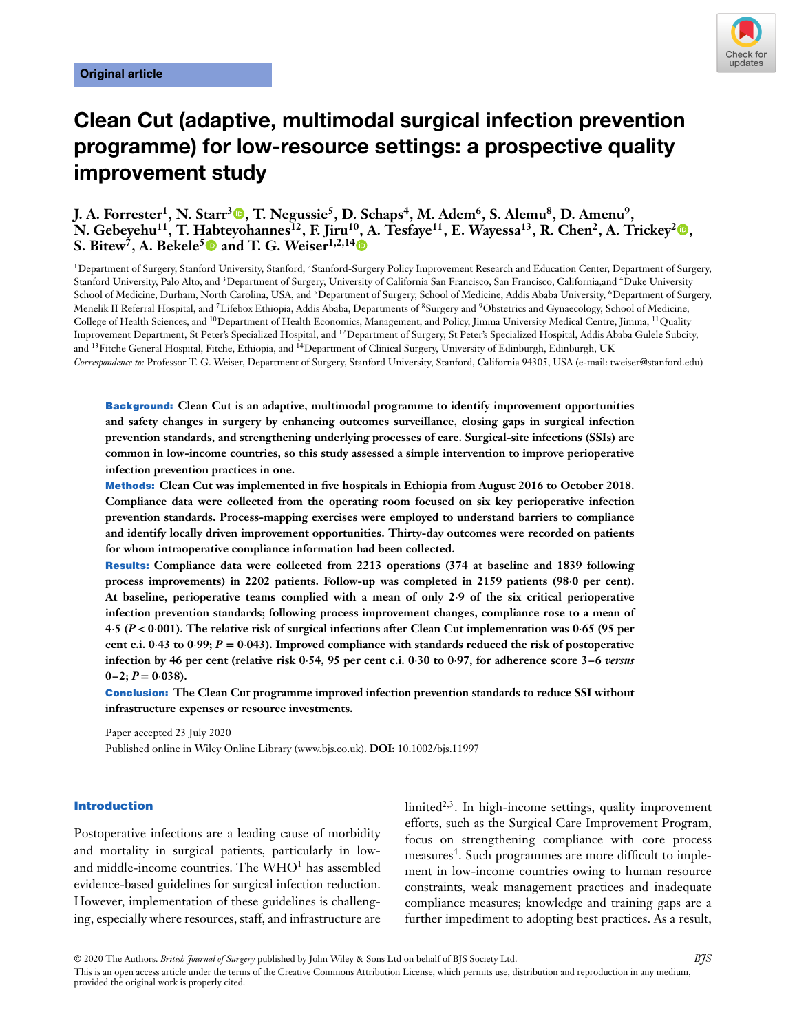Original article

# Clean Cut (adaptive, multimodal surgical infection prevention programme) for low-resource settings: a prospective quality improvement study

**J. A. Forrester[1], N. Starr[3], T. Negussie[5], D. Schaps[4], M. Adem[6], S. Alemu[8], D. Amenu[9], N. Gebeyehu[11], T. Habteyohannes[12], F. Jiru[10], A. Tesfaye[11], E. Wayessa[13], R. Chen[2], A. Trickey[2], S. Bitew[7], A. Bekele[5] and T. G. Weiser[1,2,14]**

[1]Department of Surgery, Stanford University, Stanford, [2]Stanford-Surgery Policy Improvement Research and Education Center, Department of Surgery, Stanford University, Palo Alto, and [3]Department of Surgery, University of California San Francisco, San Francisco, California,and [4]Duke University School of Medicine, Durham, North Carolina, USA, and [5]Department of Surgery, School of Medicine, Addis Ababa University, [6]Department of Surgery, Menelik II Referral Hospital, and [7]Lifebox Ethiopia, Addis Ababa, Departments of [8]Surgery and [9]Obstetrics and Gynaecology, School of Medicine, College of Health Sciences, and [10]Department of Health Economics, Management, and Policy, Jimma University Medical Centre, Jimma, [11]Quality Improvement Department, St Peter's Specialized Hospital, and [12]Department of Surgery, St Peter's Specialized Hospital, Addis Ababa Gulele Subcity, and [13]Fitche General Hospital, Fitche, Ethiopia, and [14]Department of Clinical Surgery, University of Edinburgh, Edinburgh, UK

*Correspondence to:* Professor T. G. Weiser, Department of Surgery, Stanford University, Stanford, California 94305, USA (e-mail: tweiser@stanford.edu)

**Background:** Clean Cut is an adaptive, multimodal programme to identify improvement opportunities and safety changes in surgery by enhancing outcomes surveillance, closing gaps in surgical infection prevention standards, and strengthening underlying processes of care. Surgical-site infections (SSIs) are common in low-income countries, so this study assessed a simple intervention to improve perioperative infection prevention practices in one.

**Methods:** Clean Cut was implemented in five hospitals in Ethiopia from August 2016 to October 2018. Compliance data were collected from the operating room focused on six key perioperative infection prevention standards. Process-mapping exercises were employed to understand barriers to compliance and identify locally driven improvement opportunities. Thirty-day outcomes were recorded on patients for whom intraoperative compliance information had been collected.

**Results:** Compliance data were collected from 2213 operations (374 at baseline and 1839 following process improvements) in 2202 patients. Follow-up was completed in 2159 patients (98·0 per cent). At baseline, perioperative teams complied with a mean of only 2·9 of the six critical perioperative infection prevention standards; following process improvement changes, compliance rose to a mean of 4·5 ($P < 0{\cdot}001$). The relative risk of surgical infections after Clean Cut implementation was 0·65 (95 per cent c.i. 0·43 to 0·99; $P = 0{\cdot}043$). Improved compliance with standards reduced the risk of postoperative infection by 46 per cent (relative risk 0·54, 95 per cent c.i. 0·30 to 0·97, for adherence score 3–6 *versus* 0–2; $P = 0{\cdot}038$).

**Conclusion:** The Clean Cut programme improved infection prevention standards to reduce SSI without infrastructure expenses or resource investments.

Paper accepted 23 July 2020

Published online in Wiley Online Library (www.bjs.co.uk). **DOI:** 10.1002/bjs.11997

## Introduction

Postoperative infections are a leading cause of morbidity and mortality in surgical patients, particularly in low- and middle-income countries. The WHO[1] has assembled evidence-based guidelines for surgical infection reduction. However, implementation of these guidelines is challenging, especially where resources, staff, and infrastructure are limited[2,3]. In high-income settings, quality improvement efforts, such as the Surgical Care Improvement Program, focus on strengthening compliance with core process measures[4]. Such programmes are more difficult to implement in low-income countries owing to human resource constraints, weak management practices and inadequate compliance measures; knowledge and training gaps are a further impediment to adopting best practices. As a result,

© 2020 The Authors. *British Journal of Surgery* published by John Wiley & Sons Ltd on behalf of BJS Society Ltd.
This is an open access article under the terms of the Creative Commons Attribution License, which permits use, distribution and reproduction in any medium, provided the original work is properly cited.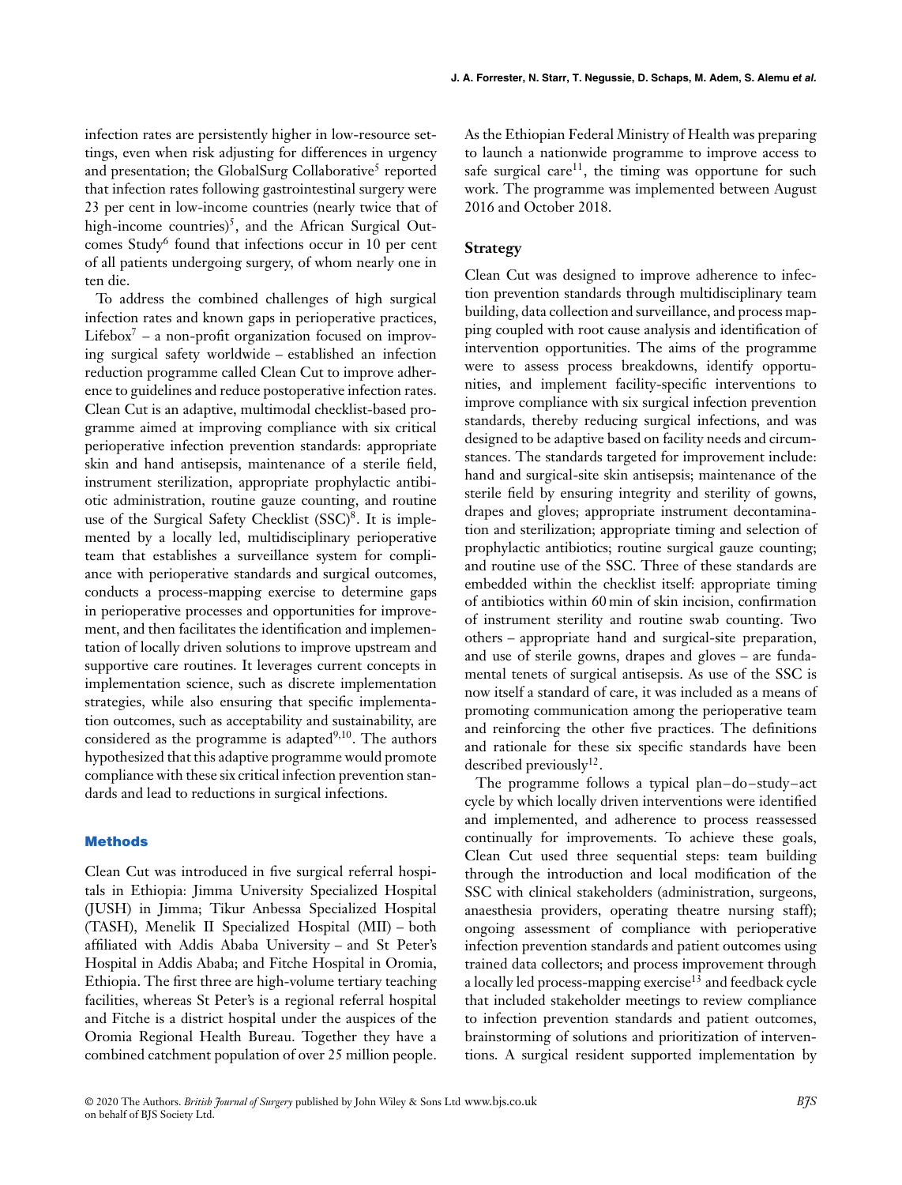infection rates are persistently higher in low-resource settings, even when risk adjusting for differences in urgency and presentation; the GlobalSurg Collaborative[5] reported that infection rates following gastrointestinal surgery were 23 per cent in low-income countries (nearly twice that of high-income countries)[5], and the African Surgical Outcomes Study[6] found that infections occur in 10 per cent of all patients undergoing surgery, of whom nearly one in ten die.

To address the combined challenges of high surgical infection rates and known gaps in perioperative practices, Lifebox[7] – a non-profit organization focused on improving surgical safety worldwide – established an infection reduction programme called Clean Cut to improve adherence to guidelines and reduce postoperative infection rates. Clean Cut is an adaptive, multimodal checklist-based programme aimed at improving compliance with six critical perioperative infection prevention standards: appropriate skin and hand antisepsis, maintenance of a sterile field, instrument sterilization, appropriate prophylactic antibiotic administration, routine gauze counting, and routine use of the Surgical Safety Checklist (SSC)[8]. It is implemented by a locally led, multidisciplinary perioperative team that establishes a surveillance system for compliance with perioperative standards and surgical outcomes, conducts a process-mapping exercise to determine gaps in perioperative processes and opportunities for improvement, and then facilitates the identification and implementation of locally driven solutions to improve upstream and supportive care routines. It leverages current concepts in implementation science, such as discrete implementation strategies, while also ensuring that specific implementation outcomes, such as acceptability and sustainability, are considered as the programme is adapted[9,10]. The authors hypothesized that this adaptive programme would promote compliance with these six critical infection prevention standards and lead to reductions in surgical infections.

## Methods

Clean Cut was introduced in five surgical referral hospitals in Ethiopia: Jimma University Specialized Hospital (JUSH) in Jimma; Tikur Anbessa Specialized Hospital (TASH), Menelik II Specialized Hospital (MII) – both affiliated with Addis Ababa University – and St Peter's Hospital in Addis Ababa; and Fitche Hospital in Oromia, Ethiopia. The first three are high-volume tertiary teaching facilities, whereas St Peter's is a regional referral hospital and Fitche is a district hospital under the auspices of the Oromia Regional Health Bureau. Together they have a combined catchment population of over 25 million people. As the Ethiopian Federal Ministry of Health was preparing to launch a nationwide programme to improve access to safe surgical care[11], the timing was opportune for such work. The programme was implemented between August 2016 and October 2018.

### Strategy

Clean Cut was designed to improve adherence to infection prevention standards through multidisciplinary team building, data collection and surveillance, and process mapping coupled with root cause analysis and identification of intervention opportunities. The aims of the programme were to assess process breakdowns, identify opportunities, and implement facility-specific interventions to improve compliance with six surgical infection prevention standards, thereby reducing surgical infections, and was designed to be adaptive based on facility needs and circumstances. The standards targeted for improvement include: hand and surgical-site skin antisepsis; maintenance of the sterile field by ensuring integrity and sterility of gowns, drapes and gloves; appropriate instrument decontamination and sterilization; appropriate timing and selection of prophylactic antibiotics; routine surgical gauze counting; and routine use of the SSC. Three of these standards are embedded within the checklist itself: appropriate timing of antibiotics within 60 min of skin incision, confirmation of instrument sterility and routine swab counting. Two others – appropriate hand and surgical-site preparation, and use of sterile gowns, drapes and gloves – are fundamental tenets of surgical antisepsis. As use of the SSC is now itself a standard of care, it was included as a means of promoting communication among the perioperative team and reinforcing the other five practices. The definitions and rationale for these six specific standards have been described previously[12].

The programme follows a typical plan–do–study–act cycle by which locally driven interventions were identified and implemented, and adherence to process reassessed continually for improvements. To achieve these goals, Clean Cut used three sequential steps: team building through the introduction and local modification of the SSC with clinical stakeholders (administration, surgeons, anaesthesia providers, operating theatre nursing staff); ongoing assessment of compliance with perioperative infection prevention standards and patient outcomes using trained data collectors; and process improvement through a locally led process-mapping exercise[13] and feedback cycle that included stakeholder meetings to review compliance to infection prevention standards and patient outcomes, brainstorming of solutions and prioritization of interventions. A surgical resident supported implementation by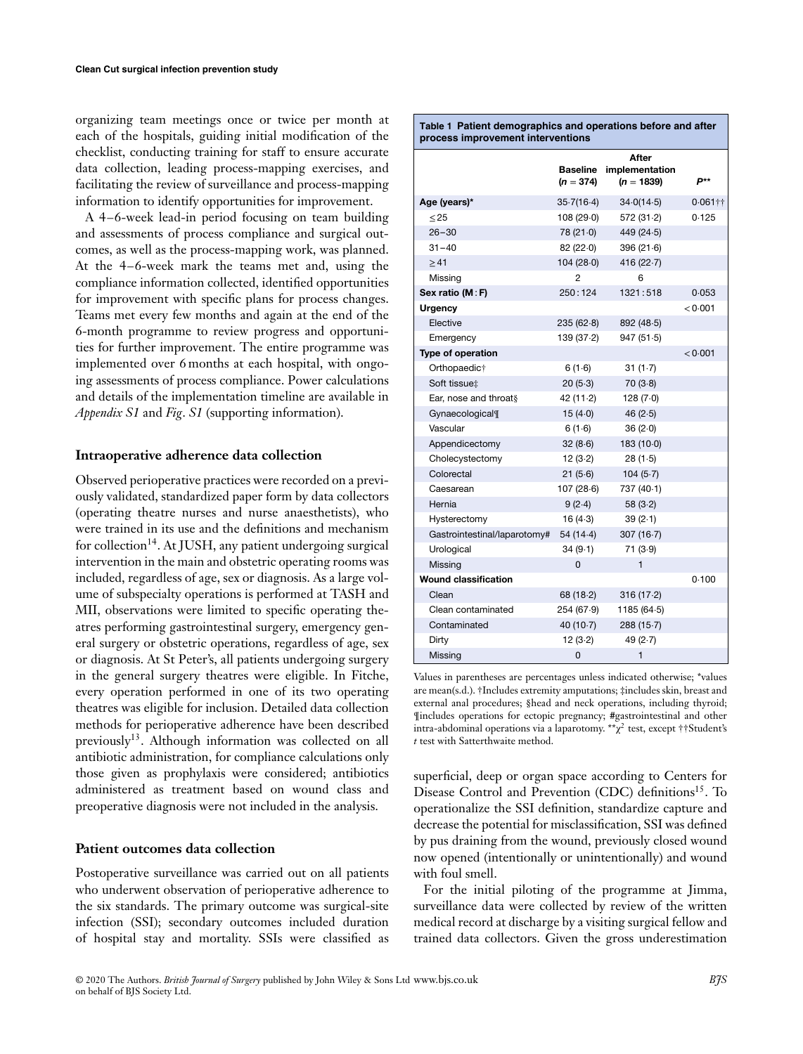organizing team meetings once or twice per month at each of the hospitals, guiding initial modification of the checklist, conducting training for staff to ensure accurate data collection, leading process-mapping exercises, and facilitating the review of surveillance and process-mapping information to identify opportunities for improvement.

A 4–6-week lead-in period focusing on team building and assessments of process compliance and surgical outcomes, as well as the process-mapping work, was planned. At the 4–6-week mark the teams met and, using the compliance information collected, identified opportunities for improvement with specific plans for process changes. Teams met every few months and again at the end of the 6-month programme to review progress and opportunities for further improvement. The entire programme was implemented over 6 months at each hospital, with ongoing assessments of process compliance. Power calculations and details of the implementation timeline are available in *Appendix S1* and *Fig. S1* (supporting information).

## Intraoperative adherence data collection

Observed perioperative practices were recorded on a previously validated, standardized paper form by data collectors (operating theatre nurses and nurse anaesthetists), who were trained in its use and the definitions and mechanism for collection[14]. At JUSH, any patient undergoing surgical intervention in the main and obstetric operating rooms was included, regardless of age, sex or diagnosis. As a large volume of subspecialty operations is performed at TASH and MII, observations were limited to specific operating theatres performing gastrointestinal surgery, emergency general surgery or obstetric operations, regardless of age, sex or diagnosis. At St Peter's, all patients undergoing surgery in the general surgery theatres were eligible. In Fitche, every operation performed in one of its two operating theatres was eligible for inclusion. Detailed data collection methods for perioperative adherence have been described previously[13]. Although information was collected on all antibiotic administration, for compliance calculations only those given as prophylaxis were considered; antibiotics administered as treatment based on wound class and preoperative diagnosis were not included in the analysis.

## Patient outcomes data collection

Postoperative surveillance was carried out on all patients who underwent observation of perioperative adherence to the six standards. The primary outcome was surgical-site infection (SSI); secondary outcomes included duration of hospital stay and mortality. SSIs were classified as superficial, deep or organ space according to Centers for Disease Control and Prevention (CDC) definitions[15]. To operationalize the SSI definition, standardize capture and decrease the potential for misclassification, SSI was defined by pus draining from the wound, previously closed wound now opened (intentionally or unintentionally) and wound with foul smell.

For the initial piloting of the programme at Jimma, surveillance data were collected by review of the written medical record at discharge by a visiting surgical fellow and trained data collectors. Given the gross underestimation

**Table 1** Patient demographics and operations before and after process improvement interventions

| | Baseline ($n = 374$) | After implementation ($n = 1839$) | $P$** |
|---|---|---|---|
| **Age (years)*** | 35·7(16·4) | 34·0(14·5) | 0·061†† |
| ≤25 | 108 (29·0) | 572 (31·2) | 0·125 |
| 26–30 | 78 (21·0) | 449 (24·5) | |
| 31–40 | 82 (22·0) | 396 (21·6) | |
| ≥41 | 104 (28·0) | 416 (22·7) | |
| Missing | 2 | 6 | |
| **Sex ratio (M : F)** | 250 : 124 | 1321 : 518 | 0·053 |
| **Urgency** | | | < 0·001 |
| Elective | 235 (62·8) | 892 (48·5) | |
| Emergency | 139 (37·2) | 947 (51·5) | |
| **Type of operation** | | | < 0·001 |
| Orthopaedic† | 6 (1·6) | 31 (1·7) | |
| Soft tissue‡ | 20 (5·3) | 70 (3·8) | |
| Ear, nose and throat§ | 42 (11·2) | 128 (7·0) | |
| Gynaecological¶ | 15 (4·0) | 46 (2·5) | |
| Vascular | 6 (1·6) | 36 (2·0) | |
| Appendicectomy | 32 (8·6) | 183 (10·0) | |
| Cholecystectomy | 12 (3·2) | 28 (1·5) | |
| Colorectal | 21 (5·6) | 104 (5·7) | |
| Caesarean | 107 (28·6) | 737 (40·1) | |
| Hernia | 9 (2·4) | 58 (3·2) | |
| Hysterectomy | 16 (4·3) | 39 (2·1) | |
| Gastrointestinal/laparotomy# | 54 (14·4) | 307 (16·7) | |
| Urological | 34 (9·1) | 71 (3·9) | |
| Missing | 0 | 1 | |
| **Wound classification** | | | 0·100 |
| Clean | 68 (18·2) | 316 (17·2) | |
| Clean contaminated | 254 (67·9) | 1185 (64·5) | |
| Contaminated | 40 (10·7) | 288 (15·7) | |
| Dirty | 12 (3·2) | 49 (2·7) | |
| Missing | 0 | 1 | |

Values in parentheses are percentages unless indicated otherwise; *values are mean(s.d.). †Includes extremity amputations; ‡includes skin, breast and external anal procedures; §head and neck operations, including thyroid; ¶includes operations for ectopic pregnancy; #gastrointestinal and other intra-abdominal operations via a laparotomy. **$\chi^2$ test, except ††Student's $t$ test with Satterthwaite method.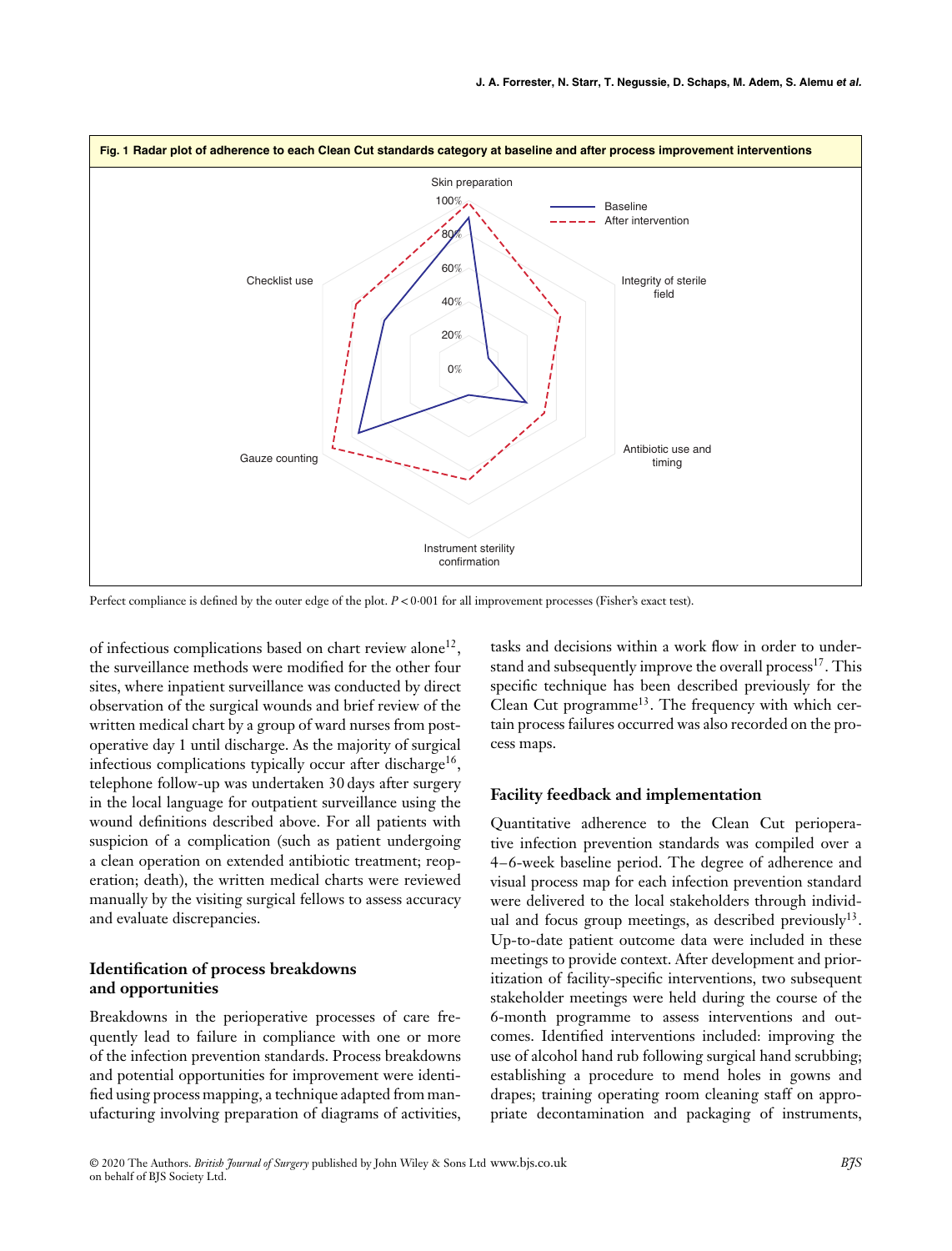**Fig. 1 Radar plot of adherence to each Clean Cut standards category at baseline and after process improvement interventions**

Perfect compliance is defined by the outer edge of the plot. $P < 0{\cdot}001$ for all improvement processes (Fisher's exact test).

of infectious complications based on chart review alone[12], the surveillance methods were modified for the other four sites, where inpatient surveillance was conducted by direct observation of the surgical wounds and brief review of the written medical chart by a group of ward nurses from postoperative day 1 until discharge. As the majority of surgical infectious complications typically occur after discharge[16], telephone follow-up was undertaken 30 days after surgery in the local language for outpatient surveillance using the wound definitions described above. For all patients with suspicion of a complication (such as patient undergoing a clean operation on extended antibiotic treatment; reoperation; death), the written medical charts were reviewed manually by the visiting surgical fellows to assess accuracy and evaluate discrepancies.

## Identification of process breakdowns and opportunities

Breakdowns in the perioperative processes of care frequently lead to failure in compliance with one or more of the infection prevention standards. Process breakdowns and potential opportunities for improvement were identified using process mapping, a technique adapted from manufacturing involving preparation of diagrams of activities, tasks and decisions within a work flow in order to understand and subsequently improve the overall process[17]. This specific technique has been described previously for the Clean Cut programme[13]. The frequency with which certain process failures occurred was also recorded on the process maps.

## Facility feedback and implementation

Quantitative adherence to the Clean Cut perioperative infection prevention standards was compiled over a 4–6-week baseline period. The degree of adherence and visual process map for each infection prevention standard were delivered to the local stakeholders through individual and focus group meetings, as described previously[13]. Up-to-date patient outcome data were included in these meetings to provide context. After development and prioritization of facility-specific interventions, two subsequent stakeholder meetings were held during the course of the 6-month programme to assess interventions and outcomes. Identified interventions included: improving the use of alcohol hand rub following surgical hand scrubbing; establishing a procedure to mend holes in gowns and drapes; training operating room cleaning staff on appropriate decontamination and packaging of instruments,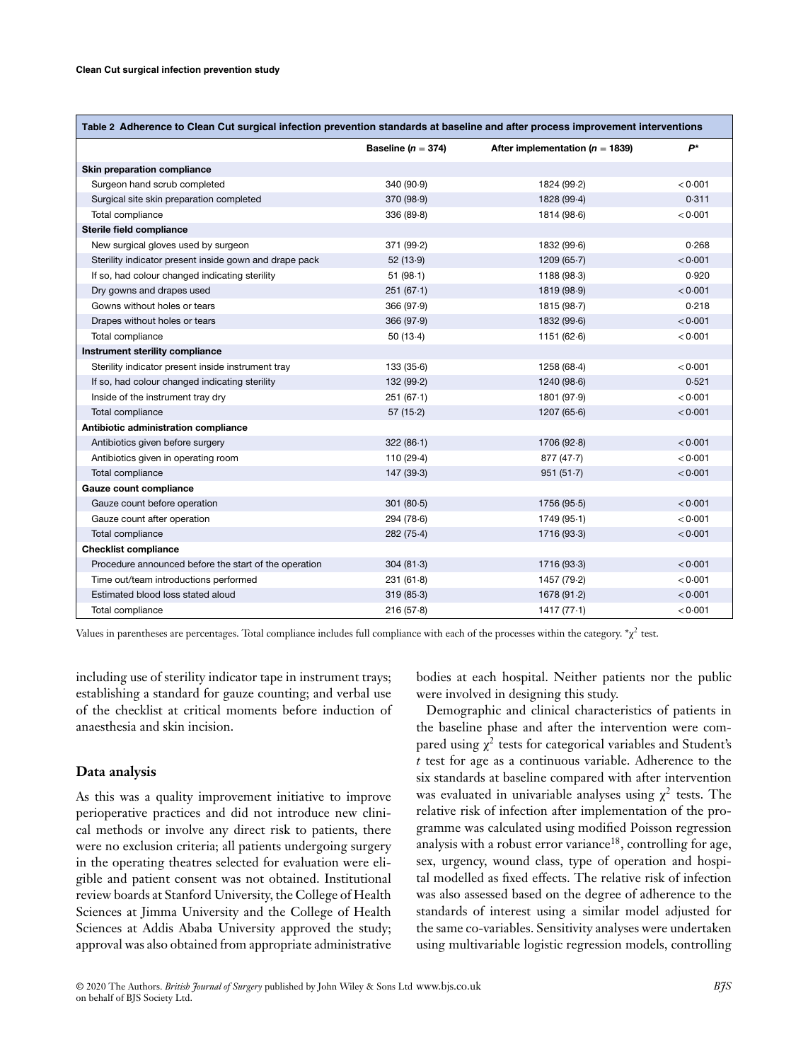**Table 2** Adherence to Clean Cut surgical infection prevention standards at baseline and after process improvement interventions

| | Baseline ($n = 374$) | After implementation ($n = 1839$) | $P$* |
|---|---|---|---|
| **Skin preparation compliance** | | | |
| Surgeon hand scrub completed | 340 (90·9) | 1824 (99·2) | < 0·001 |
| Surgical site skin preparation completed | 370 (98·9) | 1828 (99·4) | 0·311 |
| Total compliance | 336 (89·8) | 1814 (98·6) | < 0·001 |
| **Sterile field compliance** | | | |
| New surgical gloves used by surgeon | 371 (99·2) | 1832 (99·6) | 0·268 |
| Sterility indicator present inside gown and drape pack | 52 (13·9) | 1209 (65·7) | < 0·001 |
| If so, had colour changed indicating sterility | 51 (98·1) | 1188 (98·3) | 0·920 |
| Dry gowns and drapes used | 251 (67·1) | 1819 (98·9) | < 0·001 |
| Gowns without holes or tears | 366 (97·9) | 1815 (98·7) | 0·218 |
| Drapes without holes or tears | 366 (97·9) | 1832 (99·6) | < 0·001 |
| Total compliance | 50 (13·4) | 1151 (62·6) | < 0·001 |
| **Instrument sterility compliance** | | | |
| Sterility indicator present inside instrument tray | 133 (35·6) | 1258 (68·4) | < 0·001 |
| If so, had colour changed indicating sterility | 132 (99·2) | 1240 (98·6) | 0·521 |
| Inside of the instrument tray dry | 251 (67·1) | 1801 (97·9) | < 0·001 |
| Total compliance | 57 (15·2) | 1207 (65·6) | < 0·001 |
| **Antibiotic administration compliance** | | | |
| Antibiotics given before surgery | 322 (86·1) | 1706 (92·8) | < 0·001 |
| Antibiotics given in operating room | 110 (29·4) | 877 (47·7) | < 0·001 |
| Total compliance | 147 (39·3) | 951 (51·7) | < 0·001 |
| **Gauze count compliance** | | | |
| Gauze count before operation | 301 (80·5) | 1756 (95·5) | < 0·001 |
| Gauze count after operation | 294 (78·6) | 1749 (95·1) | < 0·001 |
| Total compliance | 282 (75·4) | 1716 (93·3) | < 0·001 |
| **Checklist compliance** | | | |
| Procedure announced before the start of the operation | 304 (81·3) | 1716 (93·3) | < 0·001 |
| Time out/team introductions performed | 231 (61·8) | 1457 (79·2) | < 0·001 |
| Estimated blood loss stated aloud | 319 (85·3) | 1678 (91·2) | < 0·001 |
| Total compliance | 216 (57·8) | 1417 (77·1) | < 0·001 |

Values in parentheses are percentages. Total compliance includes full compliance with each of the processes within the category. *$\chi^2$ test.

including use of sterility indicator tape in instrument trays; establishing a standard for gauze counting; and verbal use of the checklist at critical moments before induction of anaesthesia and skin incision.

## Data analysis

As this was a quality improvement initiative to improve perioperative practices and did not introduce new clinical methods or involve any direct risk to patients, there were no exclusion criteria; all patients undergoing surgery in the operating theatres selected for evaluation were eligible and patient consent was not obtained. Institutional review boards at Stanford University, the College of Health Sciences at Jimma University and the College of Health Sciences at Addis Ababa University approved the study; approval was also obtained from appropriate administrative bodies at each hospital. Neither patients nor the public were involved in designing this study.

Demographic and clinical characteristics of patients in the baseline phase and after the intervention were compared using $\chi^2$ tests for categorical variables and Student's *t* test for age as a continuous variable. Adherence to the six standards at baseline compared with after intervention was evaluated in univariable analyses using $\chi^2$ tests. The relative risk of infection after implementation of the programme was calculated using modified Poisson regression analysis with a robust error variance[18], controlling for age, sex, urgency, wound class, type of operation and hospital modelled as fixed effects. The relative risk of infection was also assessed based on the degree of adherence to the standards of interest using a similar model adjusted for the same co-variables. Sensitivity analyses were undertaken using multivariable logistic regression models, controlling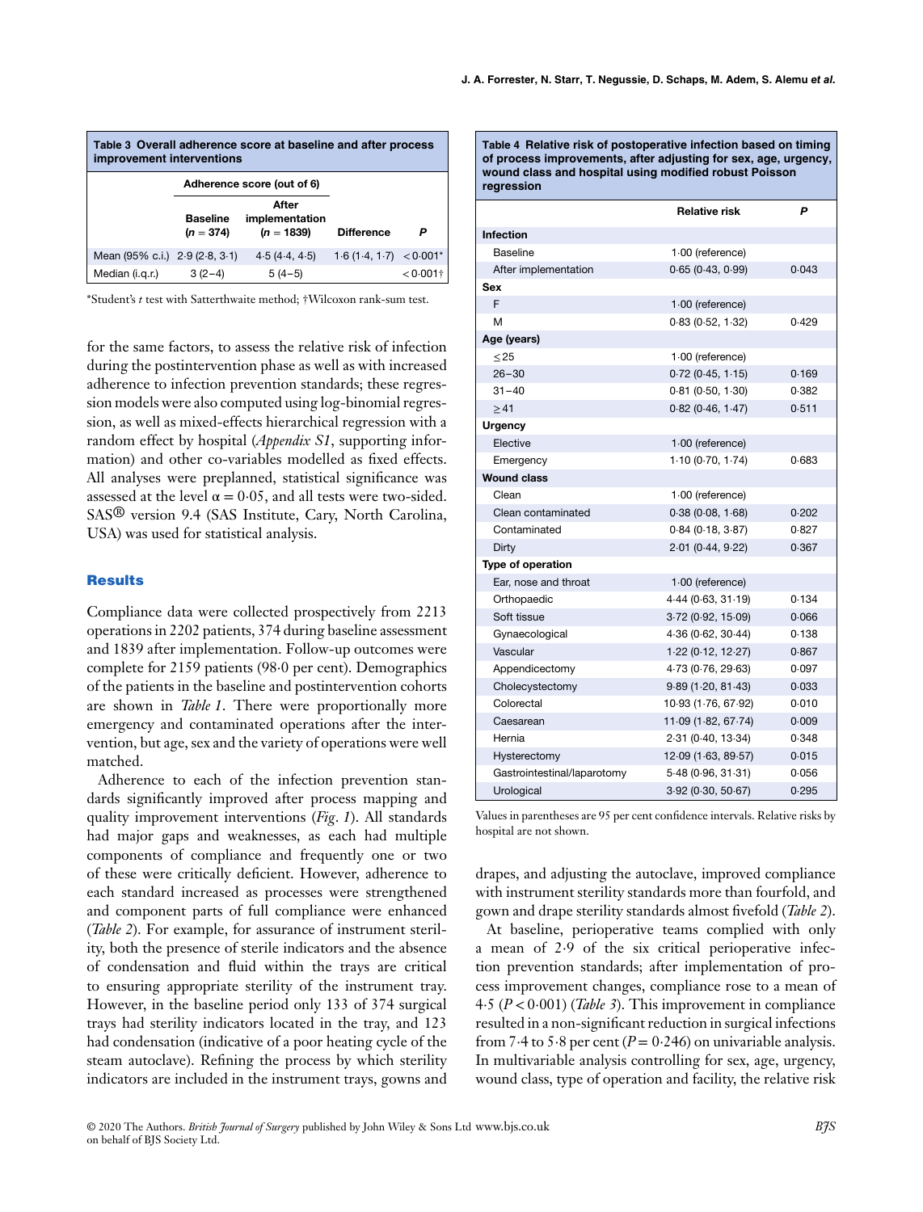**Table 3** Overall adherence score at baseline and after process improvement interventions

| | Adherence score (out of 6) | | | |
|---|---|---|---|---|
| | Baseline ($n$ = 374) | After implementation ($n$ = 1839) | Difference | $P$ |
| Mean (95% c.i.) | 2·9 (2·8, 3·1) | 4·5 (4·4, 4·5) | 1·6 (1·4, 1·7) | < 0·001* |
| Median (i.q.r.) | 3 (2–4) | 5 (4–5) | | < 0·001† |

*Student's *t* test with Satterthwaite method; †Wilcoxon rank-sum test.

for the same factors, to assess the relative risk of infection during the postintervention phase as well as with increased adherence to infection prevention standards; these regression models were also computed using log-binomial regression, as well as mixed-effects hierarchical regression with a random effect by hospital (*Appendix S1*, supporting information) and other co-variables modelled as fixed effects. All analyses were preplanned, statistical significance was assessed at the level $\alpha = 0{\cdot}05$, and all tests were two-sided. SAS® version 9.4 (SAS Institute, Cary, North Carolina, USA) was used for statistical analysis.

## Results

Compliance data were collected prospectively from 2213 operations in 2202 patients, 374 during baseline assessment and 1839 after implementation. Follow-up outcomes were complete for 2159 patients (98·0 per cent). Demographics of the patients in the baseline and postintervention cohorts are shown in *Table 1*. There were proportionally more emergency and contaminated operations after the intervention, but age, sex and the variety of operations were well matched.

Adherence to each of the infection prevention standards significantly improved after process mapping and quality improvement interventions (*Fig. 1*). All standards had major gaps and weaknesses, as each had multiple components of compliance and frequently one or two of these were critically deficient. However, adherence to each standard increased as processes were strengthened and component parts of full compliance were enhanced (*Table 2*). For example, for assurance of instrument sterility, both the presence of sterile indicators and the absence of condensation and fluid within the trays are critical to ensuring appropriate sterility of the instrument tray. However, in the baseline period only 133 of 374 surgical trays had sterility indicators located in the tray, and 123 had condensation (indicative of a poor heating cycle of the steam autoclave). Refining the process by which sterility indicators are included in the instrument trays, gowns and drapes, and adjusting the autoclave, improved compliance with instrument sterility standards more than fourfold, and gown and drape sterility standards almost fivefold (*Table 2*).

**Table 4** Relative risk of postoperative infection based on timing of process improvements, after adjusting for sex, age, urgency, wound class and hospital using modified robust Poisson regression

| | Relative risk | $P$ |
|---|---|---|
| **Infection** | | |
| Baseline | 1·00 (reference) | |
| After implementation | 0·65 (0·43, 0·99) | 0·043 |
| **Sex** | | |
| F | 1·00 (reference) | |
| M | 0·83 (0·52, 1·32) | 0·429 |
| **Age (years)** | | |
| ≤ 25 | 1·00 (reference) | |
| 26–30 | 0·72 (0·45, 1·15) | 0·169 |
| 31–40 | 0·81 (0·50, 1·30) | 0·382 |
| ≥ 41 | 0·82 (0·46, 1·47) | 0·511 |
| **Urgency** | | |
| Elective | 1·00 (reference) | |
| Emergency | 1·10 (0·70, 1·74) | 0·683 |
| **Wound class** | | |
| Clean | 1·00 (reference) | |
| Clean contaminated | 0·38 (0·08, 1·68) | 0·202 |
| Contaminated | 0·84 (0·18, 3·87) | 0·827 |
| Dirty | 2·01 (0·44, 9·22) | 0·367 |
| **Type of operation** | | |
| Ear, nose and throat | 1·00 (reference) | |
| Orthopaedic | 4·44 (0·63, 31·19) | 0·134 |
| Soft tissue | 3·72 (0·92, 15·09) | 0·066 |
| Gynaecological | 4·36 (0·62, 30·44) | 0·138 |
| Vascular | 1·22 (0·12, 12·27) | 0·867 |
| Appendicectomy | 4·73 (0·76, 29·63) | 0·097 |
| Cholecystectomy | 9·89 (1·20, 81·43) | 0·033 |
| Colorectal | 10·93 (1·76, 67·92) | 0·010 |
| Caesarean | 11·09 (1·82, 67·74) | 0·009 |
| Hernia | 2·31 (0·40, 13·34) | 0·348 |
| Hysterectomy | 12·09 (1·63, 89·57) | 0·015 |
| Gastrointestinal/laparotomy | 5·48 (0·96, 31·31) | 0·056 |
| Urological | 3·92 (0·30, 50·67) | 0·295 |

Values in parentheses are 95 per cent confidence intervals. Relative risks by hospital are not shown.

At baseline, perioperative teams complied with only a mean of 2·9 of the six critical perioperative infection prevention standards; after implementation of process improvement changes, compliance rose to a mean of 4·5 ($P < 0{\cdot}001$) (*Table 3*). This improvement in compliance resulted in a non-significant reduction in surgical infections from 7·4 to 5·8 per cent ($P = 0{\cdot}246$) on univariable analysis. In multivariable analysis controlling for sex, age, urgency, wound class, type of operation and facility, the relative risk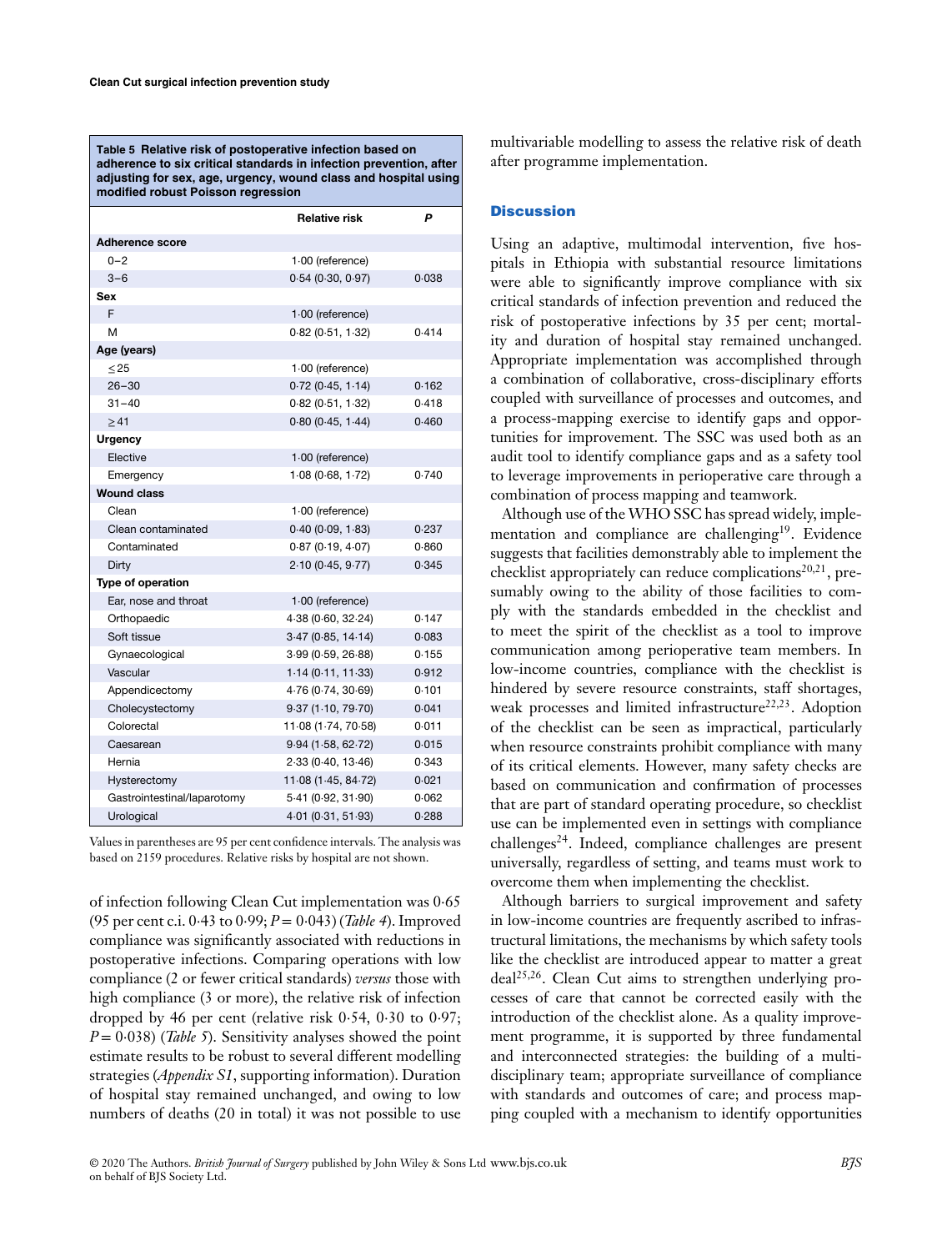**Table 5** Relative risk of postoperative infection based on adherence to six critical standards in infection prevention, after adjusting for sex, age, urgency, wound class and hospital using modified robust Poisson regression

| | Relative risk | *P* |
|---|---|---|
| **Adherence score** | | |
| 0–2 | 1·00 (reference) | |
| 3–6 | 0·54 (0·30, 0·97) | 0·038 |
| **Sex** | | |
| F | 1·00 (reference) | |
| M | 0·82 (0·51, 1·32) | 0·414 |
| **Age (years)** | | |
| ≤ 25 | 1·00 (reference) | |
| 26–30 | 0·72 (0·45, 1·14) | 0·162 |
| 31–40 | 0·82 (0·51, 1·32) | 0·418 |
| ≥ 41 | 0·80 (0·45, 1·44) | 0·460 |
| **Urgency** | | |
| Elective | 1·00 (reference) | |
| Emergency | 1·08 (0·68, 1·72) | 0·740 |
| **Wound class** | | |
| Clean | 1·00 (reference) | |
| Clean contaminated | 0·40 (0·09, 1·83) | 0·237 |
| Contaminated | 0·87 (0·19, 4·07) | 0·860 |
| Dirty | 2·10 (0·45, 9·77) | 0·345 |
| **Type of operation** | | |
| Ear, nose and throat | 1·00 (reference) | |
| Orthopaedic | 4·38 (0·60, 32·24) | 0·147 |
| Soft tissue | 3·47 (0·85, 14·14) | 0·083 |
| Gynaecological | 3·99 (0·59, 26·88) | 0·155 |
| Vascular | 1·14 (0·11, 11·33) | 0·912 |
| Appendicectomy | 4·76 (0·74, 30·69) | 0·101 |
| Cholecystectomy | 9·37 (1·10, 79·70) | 0·041 |
| Colorectal | 11·08 (1·74, 70·58) | 0·011 |
| Caesarean | 9·94 (1·58, 62·72) | 0·015 |
| Hernia | 2·33 (0·40, 13·46) | 0·343 |
| Hysterectomy | 11·08 (1·45, 84·72) | 0·021 |
| Gastrointestinal/laparotomy | 5·41 (0·92, 31·90) | 0·062 |
| Urological | 4·01 (0·31, 51·93) | 0·288 |

Values in parentheses are 95 per cent confidence intervals. The analysis was based on 2159 procedures. Relative risks by hospital are not shown.

of infection following Clean Cut implementation was 0·65 (95 per cent c.i. 0·43 to 0·99; $P = 0·043$) (*Table 4*). Improved compliance was significantly associated with reductions in postoperative infections. Comparing operations with low compliance (2 or fewer critical standards) *versus* those with high compliance (3 or more), the relative risk of infection dropped by 46 per cent (relative risk 0·54, 0·30 to 0·97; $P = 0·038$) (*Table 5*). Sensitivity analyses showed the point estimate results to be robust to several different modelling strategies (*Appendix S1*, supporting information). Duration of hospital stay remained unchanged, and owing to low numbers of deaths (20 in total) it was not possible to use multivariable modelling to assess the relative risk of death after programme implementation.

## Discussion

Using an adaptive, multimodal intervention, five hospitals in Ethiopia with substantial resource limitations were able to significantly improve compliance with six critical standards of infection prevention and reduced the risk of postoperative infections by 35 per cent; mortality and duration of hospital stay remained unchanged. Appropriate implementation was accomplished through a combination of collaborative, cross-disciplinary efforts coupled with surveillance of processes and outcomes, and a process-mapping exercise to identify gaps and opportunities for improvement. The SSC was used both as an audit tool to identify compliance gaps and as a safety tool to leverage improvements in perioperative care through a combination of process mapping and teamwork.

Although use of the WHO SSC has spread widely, implementation and compliance are challenging[19]. Evidence suggests that facilities demonstrably able to implement the checklist appropriately can reduce complications[20,21], presumably owing to the ability of those facilities to comply with the standards embedded in the checklist and to meet the spirit of the checklist as a tool to improve communication among perioperative team members. In low-income countries, compliance with the checklist is hindered by severe resource constraints, staff shortages, weak processes and limited infrastructure[22,23]. Adoption of the checklist can be seen as impractical, particularly when resource constraints prohibit compliance with many of its critical elements. However, many safety checks are based on communication and confirmation of processes that are part of standard operating procedure, so checklist use can be implemented even in settings with compliance challenges[24]. Indeed, compliance challenges are present universally, regardless of setting, and teams must work to overcome them when implementing the checklist.

Although barriers to surgical improvement and safety in low-income countries are frequently ascribed to infrastructural limitations, the mechanisms by which safety tools like the checklist are introduced appear to matter a great deal[25,26]. Clean Cut aims to strengthen underlying processes of care that cannot be corrected easily with the introduction of the checklist alone. As a quality improvement programme, it is supported by three fundamental and interconnected strategies: the building of a multidisciplinary team; appropriate surveillance of compliance with standards and outcomes of care; and process mapping coupled with a mechanism to identify opportunities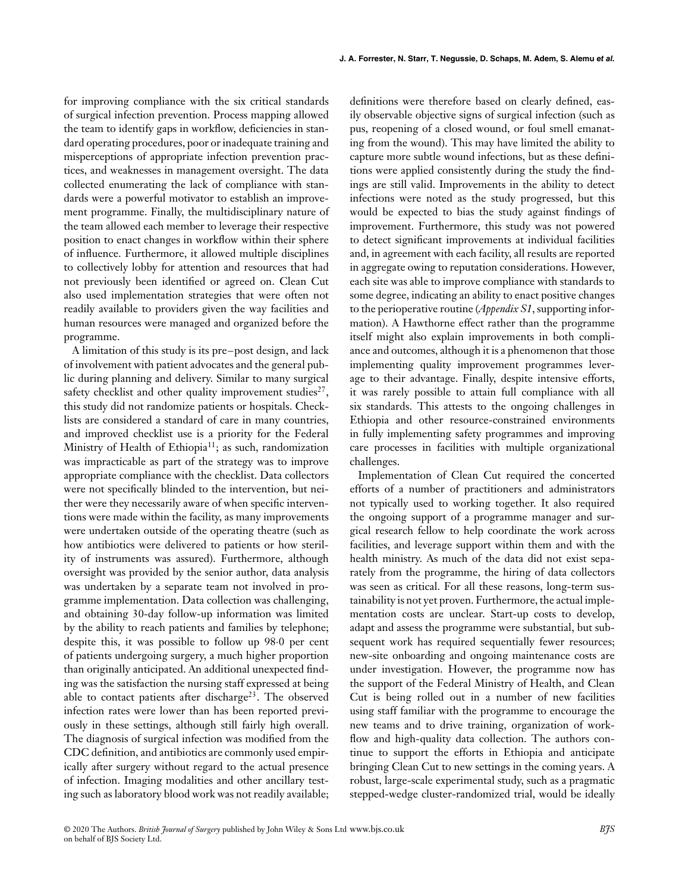for improving compliance with the six critical standards of surgical infection prevention. Process mapping allowed the team to identify gaps in workflow, deficiencies in standard operating procedures, poor or inadequate training and misperceptions of appropriate infection prevention practices, and weaknesses in management oversight. The data collected enumerating the lack of compliance with standards were a powerful motivator to establish an improvement programme. Finally, the multidisciplinary nature of the team allowed each member to leverage their respective position to enact changes in workflow within their sphere of influence. Furthermore, it allowed multiple disciplines to collectively lobby for attention and resources that had not previously been identified or agreed on. Clean Cut also used implementation strategies that were often not readily available to providers given the way facilities and human resources were managed and organized before the programme.

A limitation of this study is its pre–post design, and lack of involvement with patient advocates and the general public during planning and delivery. Similar to many surgical safety checklist and other quality improvement studies[27], this study did not randomize patients or hospitals. Checklists are considered a standard of care in many countries, and improved checklist use is a priority for the Federal Ministry of Health of Ethiopia[11]; as such, randomization was impracticable as part of the strategy was to improve appropriate compliance with the checklist. Data collectors were not specifically blinded to the intervention, but neither were they necessarily aware of when specific interventions were made within the facility, as many improvements were undertaken outside of the operating theatre (such as how antibiotics were delivered to patients or how sterility of instruments was assured). Furthermore, although oversight was provided by the senior author, data analysis was undertaken by a separate team not involved in programme implementation. Data collection was challenging, and obtaining 30-day follow-up information was limited by the ability to reach patients and families by telephone; despite this, it was possible to follow up 98·0 per cent of patients undergoing surgery, a much higher proportion than originally anticipated. An additional unexpected finding was the satisfaction the nursing staff expressed at being able to contact patients after discharge[23]. The observed infection rates were lower than has been reported previously in these settings, although still fairly high overall. The diagnosis of surgical infection was modified from the CDC definition, and antibiotics are commonly used empirically after surgery without regard to the actual presence of infection. Imaging modalities and other ancillary testing such as laboratory blood work was not readily available; definitions were therefore based on clearly defined, easily observable objective signs of surgical infection (such as pus, reopening of a closed wound, or foul smell emanating from the wound). This may have limited the ability to capture more subtle wound infections, but as these definitions were applied consistently during the study the findings are still valid. Improvements in the ability to detect infections were noted as the study progressed, but this would be expected to bias the study against findings of improvement. Furthermore, this study was not powered to detect significant improvements at individual facilities and, in agreement with each facility, all results are reported in aggregate owing to reputation considerations. However, each site was able to improve compliance with standards to some degree, indicating an ability to enact positive changes to the perioperative routine (*Appendix S1*, supporting information). A Hawthorne effect rather than the programme itself might also explain improvements in both compliance and outcomes, although it is a phenomenon that those implementing quality improvement programmes leverage to their advantage. Finally, despite intensive efforts, it was rarely possible to attain full compliance with all six standards. This attests to the ongoing challenges in Ethiopia and other resource-constrained environments in fully implementing safety programmes and improving care processes in facilities with multiple organizational challenges.

Implementation of Clean Cut required the concerted efforts of a number of practitioners and administrators not typically used to working together. It also required the ongoing support of a programme manager and surgical research fellow to help coordinate the work across facilities, and leverage support within them and with the health ministry. As much of the data did not exist separately from the programme, the hiring of data collectors was seen as critical. For all these reasons, long-term sustainability is not yet proven. Furthermore, the actual implementation costs are unclear. Start-up costs to develop, adapt and assess the programme were substantial, but subsequent work has required sequentially fewer resources; new-site onboarding and ongoing maintenance costs are under investigation. However, the programme now has the support of the Federal Ministry of Health, and Clean Cut is being rolled out in a number of new facilities using staff familiar with the programme to encourage the new teams and to drive training, organization of workflow and high-quality data collection. The authors continue to support the efforts in Ethiopia and anticipate bringing Clean Cut to new settings in the coming years. A robust, large-scale experimental study, such as a pragmatic stepped-wedge cluster-randomized trial, would be ideally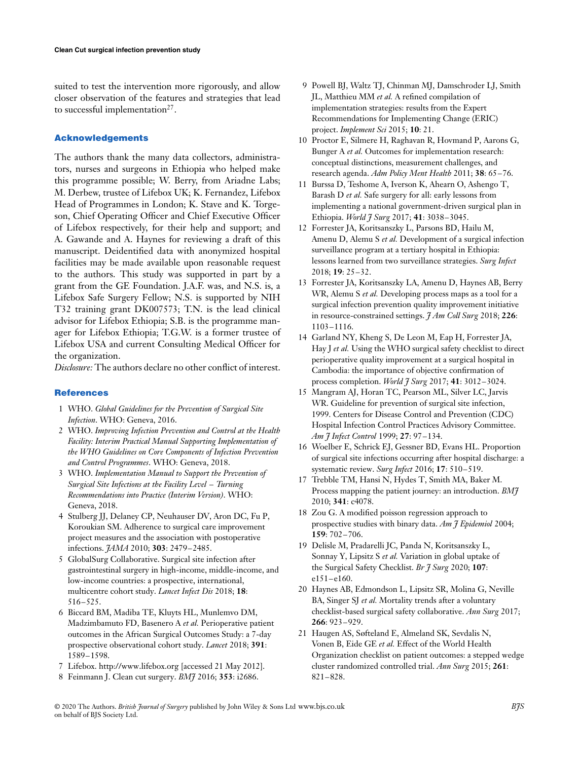suited to test the intervention more rigorously, and allow closer observation of the features and strategies that lead to successful implementation[27].

## Acknowledgements

The authors thank the many data collectors, administrators, nurses and surgeons in Ethiopia who helped make this programme possible; W. Berry, from Ariadne Labs; M. Derbew, trustee of Lifebox UK; K. Fernandez, Lifebox Head of Programmes in London; K. Stave and K. Torgeson, Chief Operating Officer and Chief Executive Officer of Lifebox respectively, for their help and support; and A. Gawande and A. Haynes for reviewing a draft of this manuscript. Deidentified data with anonymized hospital facilities may be made available upon reasonable request to the authors. This study was supported in part by a grant from the GE Foundation. J.A.F. was, and N.S. is, a Lifebox Safe Surgery Fellow; N.S. is supported by NIH T32 training grant DK007573; T.N. is the lead clinical advisor for Lifebox Ethiopia; S.B. is the programme manager for Lifebox Ethiopia; T.G.W. is a former trustee of Lifebox USA and current Consulting Medical Officer for the organization.

*Disclosure:* The authors declare no other conflict of interest.

## References

1. WHO. *Global Guidelines for the Prevention of Surgical Site Infection*. WHO: Geneva, 2016.
2. WHO. *Improving Infection Prevention and Control at the Health Facility: Interim Practical Manual Supporting Implementation of the WHO Guidelines on Core Components of Infection Prevention and Control Programmes*. WHO: Geneva, 2018.
3. WHO. *Implementation Manual to Support the Prevention of Surgical Site Infections at the Facility Level – Turning Recommendations into Practice (Interim Version)*. WHO: Geneva, 2018.
4. Stulberg JJ, Delaney CP, Neuhauser DV, Aron DC, Fu P, Koroukian SM. Adherence to surgical care improvement project measures and the association with postoperative infections. *JAMA* 2010; **303**: 2479–2485.
5. GlobalSurg Collaborative. Surgical site infection after gastrointestinal surgery in high-income, middle-income, and low-income countries: a prospective, international, multicentre cohort study. *Lancet Infect Dis* 2018; **18**: 516–525.
6. Biccard BM, Madiba TE, Kluyts HL, Munlemvo DM, Madzimbamuto FD, Basenero A *et al.* Perioperative patient outcomes in the African Surgical Outcomes Study: a 7-day prospective observational cohort study. *Lancet* 2018; **391**: 1589–1598.
7. Lifebox. http://www.lifebox.org [accessed 21 May 2012].
8. Feinmann J. Clean cut surgery. *BMJ* 2016; **353**: i2686.
9. Powell BJ, Waltz TJ, Chinman MJ, Damschroder LJ, Smith JL, Matthieu MM *et al.* A refined compilation of implementation strategies: results from the Expert Recommendations for Implementing Change (ERIC) project. *Implement Sci* 2015; **10**: 21.
10. Proctor E, Silmere H, Raghavan R, Hovmand P, Aarons G, Bunger A *et al.* Outcomes for implementation research: conceptual distinctions, measurement challenges, and research agenda. *Adm Policy Ment Health* 2011; **38**: 65–76.
11. Burssa D, Teshome A, Iverson K, Ahearn O, Ashengo T, Barash D *et al.* Safe surgery for all: early lessons from implementing a national government-driven surgical plan in Ethiopia. *World J Surg* 2017; **41**: 3038–3045.
12. Forrester JA, Koritsanszky L, Parsons BD, Hailu M, Amenu D, Alemu S *et al.* Development of a surgical infection surveillance program at a tertiary hospital in Ethiopia: lessons learned from two surveillance strategies. *Surg Infect* 2018; **19**: 25–32.
13. Forrester JA, Koritsanszky LA, Amenu D, Haynes AB, Berry WR, Alemu S *et al.* Developing process maps as a tool for a surgical infection prevention quality improvement initiative in resource-constrained settings. *J Am Coll Surg* 2018; **226**: 1103–1116.
14. Garland NY, Kheng S, De Leon M, Eap H, Forrester JA, Hay J *et al.* Using the WHO surgical safety checklist to direct perioperative quality improvement at a surgical hospital in Cambodia: the importance of objective confirmation of process completion. *World J Surg* 2017; **41**: 3012–3024.
15. Mangram AJ, Horan TC, Pearson ML, Silver LC, Jarvis WR. Guideline for prevention of surgical site infection, 1999. Centers for Disease Control and Prevention (CDC) Hospital Infection Control Practices Advisory Committee. *Am J Infect Control* 1999; **27**: 97–134.
16. Woelber E, Schrick EJ, Gessner BD, Evans HL. Proportion of surgical site infections occurring after hospital discharge: a systematic review. *Surg Infect* 2016; **17**: 510–519.
17. Trebble TM, Hansi N, Hydes T, Smith MA, Baker M. Process mapping the patient journey: an introduction. *BMJ* 2010; **341**: c4078.
18. Zou G. A modified poisson regression approach to prospective studies with binary data. *Am J Epidemiol* 2004; **159**: 702–706.
19. Delisle M, Pradarelli JC, Panda N, Koritsanszky L, Sonnay Y, Lipsitz S *et al.* Variation in global uptake of the Surgical Safety Checklist. *Br J Surg* 2020; **107**: e151–e160.
20. Haynes AB, Edmondson L, Lipsitz SR, Molina G, Neville BA, Singer SJ *et al.* Mortality trends after a voluntary checklist-based surgical safety collaborative. *Ann Surg* 2017; **266**: 923–929.
21. Haugen AS, Søfteland E, Almeland SK, Sevdalis N, Vonen B, Eide GE *et al.* Effect of the World Health Organization checklist on patient outcomes: a stepped wedge cluster randomized controlled trial. *Ann Surg* 2015; **261**: 821–828.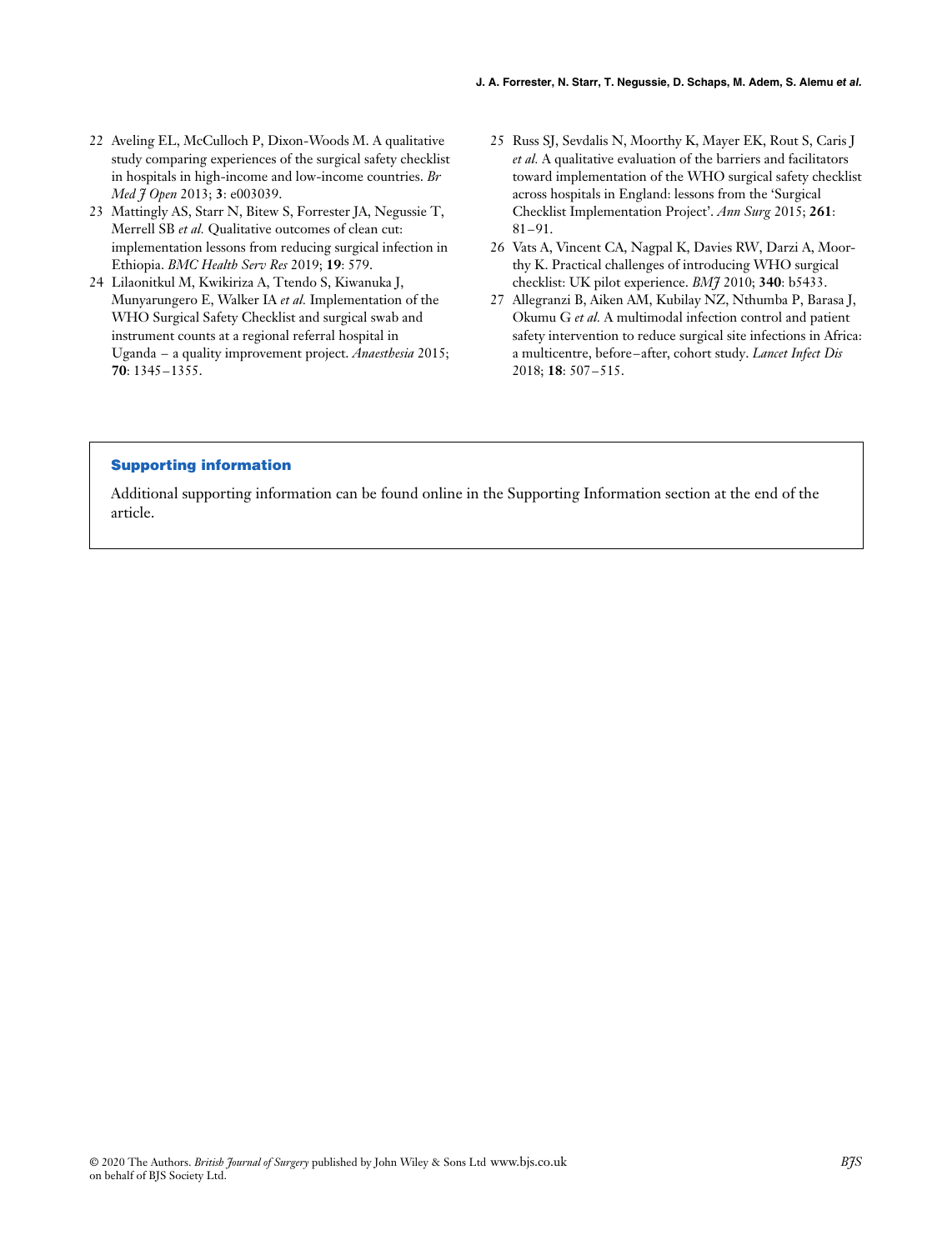22 Aveling EL, McCulloch P, Dixon-Woods M. A qualitative study comparing experiences of the surgical safety checklist in hospitals in high-income and low-income countries. *Br Med J Open* 2013; **3**: e003039.

23 Mattingly AS, Starr N, Bitew S, Forrester JA, Negussie T, Merrell SB *et al.* Qualitative outcomes of clean cut: implementation lessons from reducing surgical infection in Ethiopia. *BMC Health Serv Res* 2019; **19**: 579.

24 Lilaonitkul M, Kwikiriza A, Ttendo S, Kiwanuka J, Munyarungero E, Walker IA *et al.* Implementation of the WHO Surgical Safety Checklist and surgical swab and instrument counts at a regional referral hospital in Uganda – a quality improvement project. *Anaesthesia* 2015; **70**: 1345–1355.

25 Russ SJ, Sevdalis N, Moorthy K, Mayer EK, Rout S, Caris J *et al.* A qualitative evaluation of the barriers and facilitators toward implementation of the WHO surgical safety checklist across hospitals in England: lessons from the 'Surgical Checklist Implementation Project'. *Ann Surg* 2015; **261**: 81–91.

26 Vats A, Vincent CA, Nagpal K, Davies RW, Darzi A, Moorthy K. Practical challenges of introducing WHO surgical checklist: UK pilot experience. *BMJ* 2010; **340**: b5433.

27 Allegranzi B, Aiken AM, Kubilay NZ, Nthumba P, Barasa J, Okumu G *et al.* A multimodal infection control and patient safety intervention to reduce surgical site infections in Africa: a multicentre, before–after, cohort study. *Lancet Infect Dis* 2018; **18**: 507–515.

## Supporting information

Additional supporting information can be found online in the Supporting Information section at the end of the article.